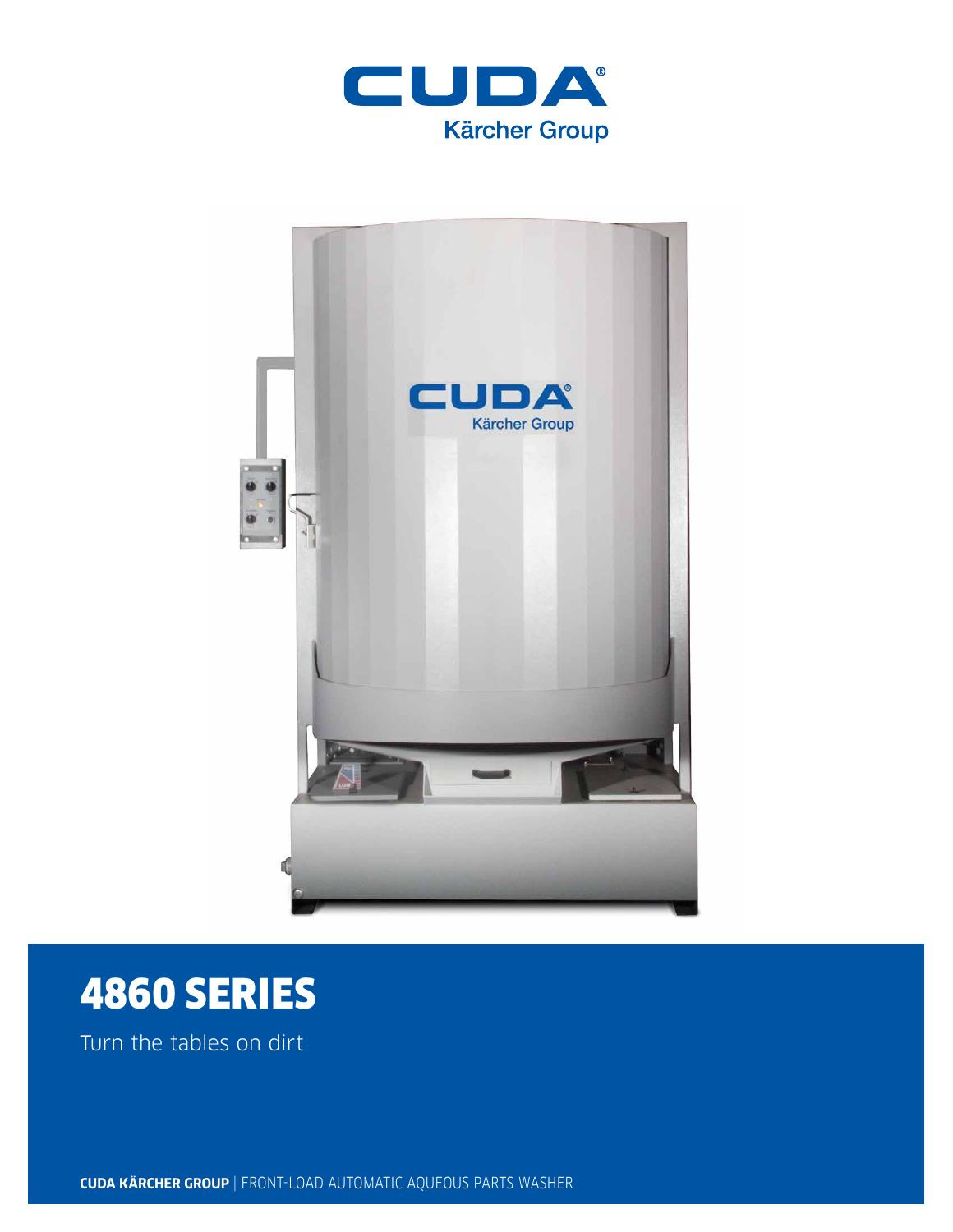CUDA
Kärcher Group

# 4860 SERIES

Turn the tables on dirt

**CUDA KÄRCHER GROUP** | FRONT-LOAD AUTOMATIC AQUEOUS PARTS WASHER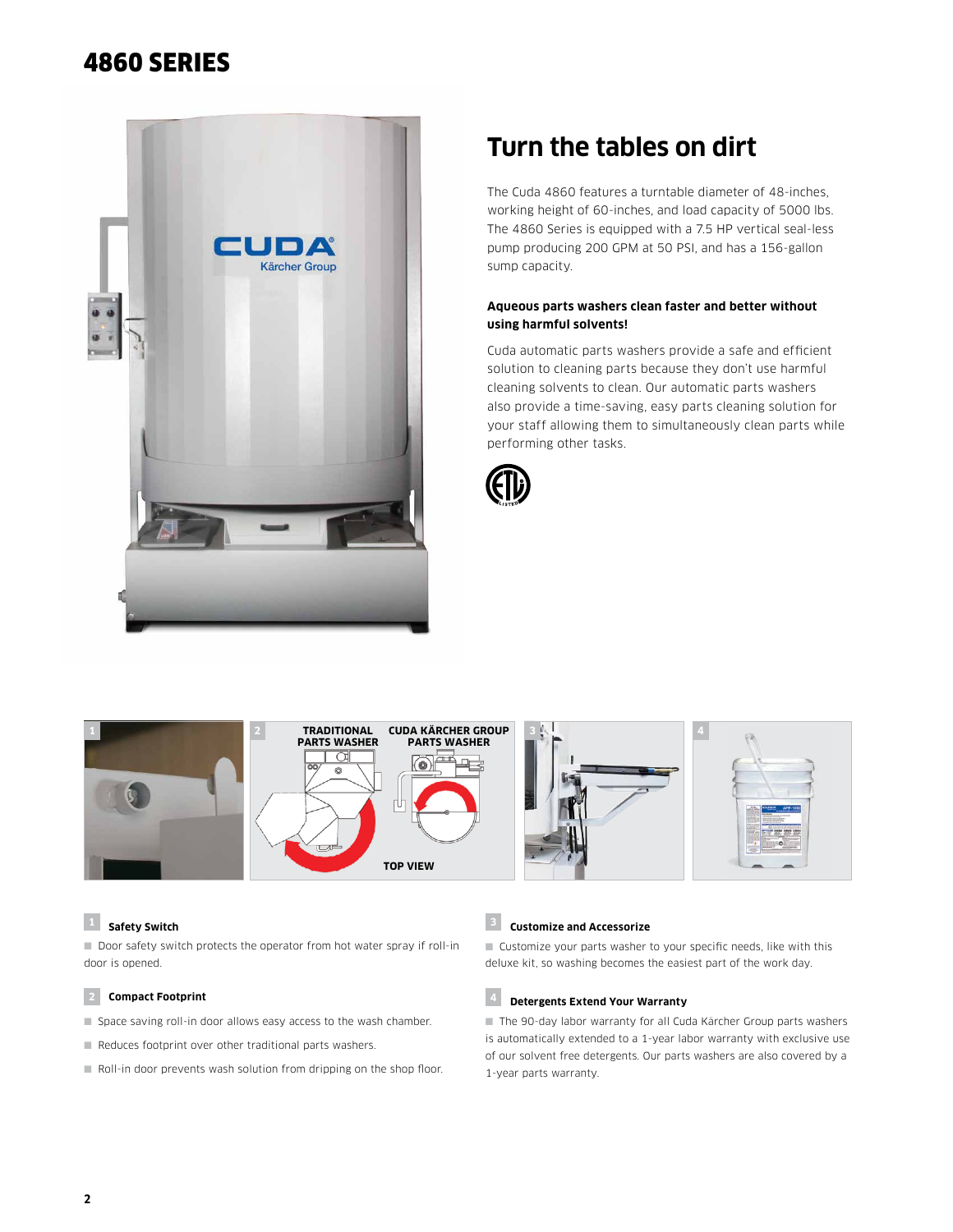# 4860 SERIES

## Turn the tables on dirt

The Cuda 4860 features a turntable diameter of 48-inches, working height of 60-inches, and load capacity of 5000 lbs. The 4860 Series is equipped with a 7.5 HP vertical seal-less pump producing 200 GPM at 50 PSI, and has a 156-gallon sump capacity.

**Aqueous parts washers clean faster and better without using harmful solvents!**

Cuda automatic parts washers provide a safe and efficient solution to cleaning parts because they don't use harmful cleaning solvents to clean. Our automatic parts washers also provide a time-saving, easy parts cleaning solution for your staff allowing them to simultaneously clean parts while performing other tasks.

TRADITIONAL PARTS WASHER | CUDA KÄRCHER GROUP PARTS WASHER | TOP VIEW

### 1 Safety Switch

- Door safety switch protects the operator from hot water spray if roll-in door is opened.

### 2 Compact Footprint

- Space saving roll-in door allows easy access to the wash chamber.
- Reduces footprint over other traditional parts washers.
- Roll-in door prevents wash solution from dripping on the shop floor.

### 3 Customize and Accessorize

- Customize your parts washer to your specific needs, like with this deluxe kit, so washing becomes the easiest part of the work day.

### 4 Detergents Extend Your Warranty

- The 90-day labor warranty for all Cuda Kärcher Group parts washers is automatically extended to a 1-year labor warranty with exclusive use of our solvent free detergents. Our parts washers are also covered by a 1-year parts warranty.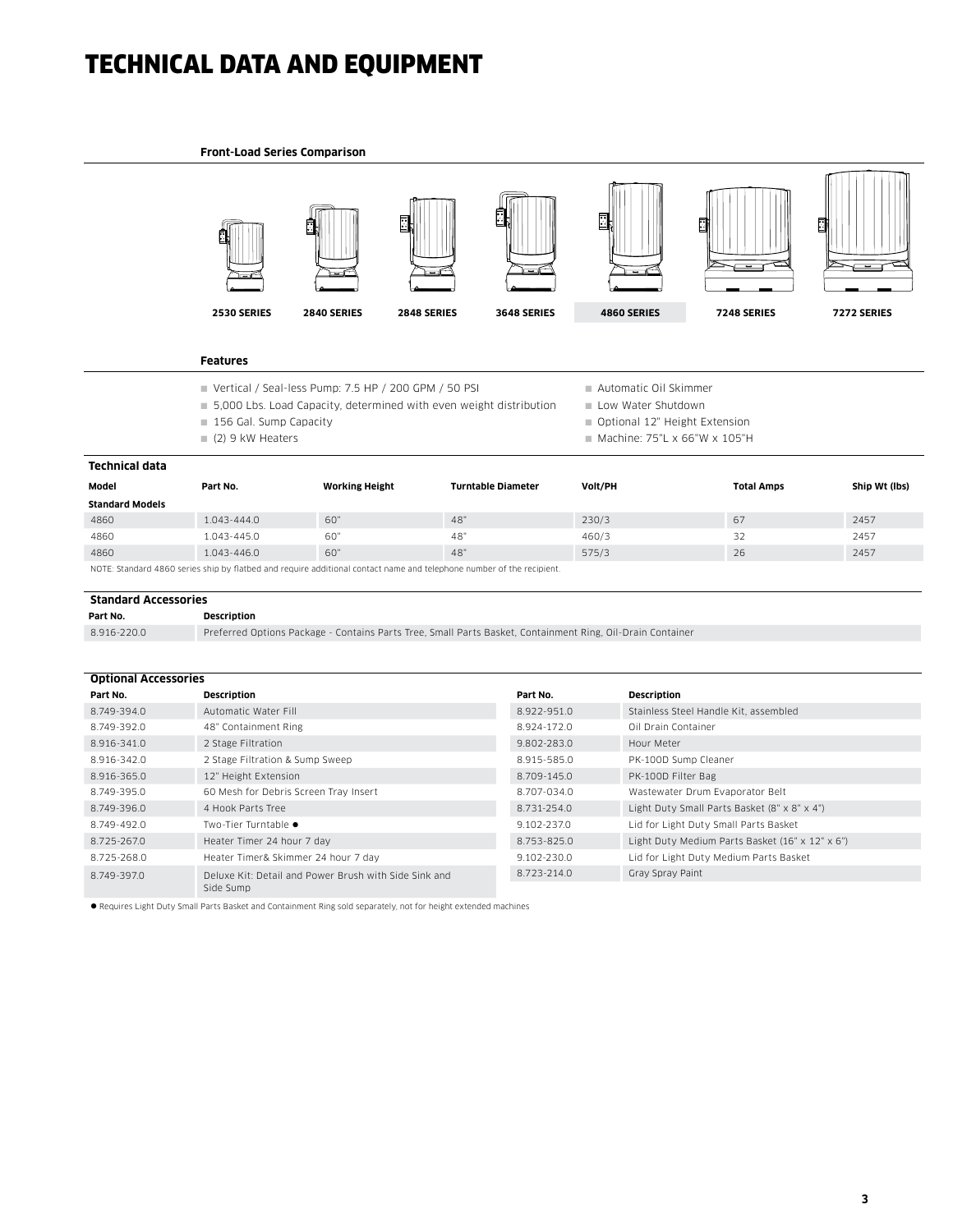# TECHNICAL DATA AND EQUIPMENT

**Front-Load Series Comparison**

2530 SERIES | 2840 SERIES | 2848 SERIES | 3648 SERIES | **4860 SERIES** | 7248 SERIES | 7272 SERIES

**Features**

- Vertical / Seal-less Pump: 7.5 HP / 200 GPM / 50 PSI
- 5,000 Lbs. Load Capacity, determined with even weight distribution
- 156 Gal. Sump Capacity
- (2) 9 kW Heaters
- Automatic Oil Skimmer
- Low Water Shutdown
- Optional 12" Height Extension
- Machine: 75"L x 66"W x 105"H

## Technical data

| Model | Part No. | Working Height | Turntable Diameter | Volt/PH | Total Amps | Ship Wt (lbs) |
|---|---|---|---|---|---|---|
| **Standard Models** | | | | | | |
| 4860 | 1.043-444.0 | 60" | 48" | 230/3 | 67 | 2457 |
| 4860 | 1.043-445.0 | 60" | 48" | 460/3 | 32 | 2457 |
| 4860 | 1.043-446.0 | 60" | 48" | 575/3 | 26 | 2457 |

NOTE: Standard 4860 series ship by flatbed and require additional contact name and telephone number of the recipient.

## Standard Accessories

| Part No. | Description |
|---|---|
| 8.916-220.0 | Preferred Options Package - Contains Parts Tree, Small Parts Basket, Containment Ring, Oil-Drain Container |

## Optional Accessories

| Part No. | Description | Part No. | Description |
|---|---|---|---|
| 8.749-394.0 | Automatic Water Fill | 8.922-951.0 | Stainless Steel Handle Kit, assembled |
| 8.749-392.0 | 48" Containment Ring | 8.924-172.0 | Oil Drain Container |
| 8.916-341.0 | 2 Stage Filtration | 9.802-283.0 | Hour Meter |
| 8.916-342.0 | 2 Stage Filtration & Sump Sweep | 8.915-585.0 | PK-100D Sump Cleaner |
| 8.916-365.0 | 12" Height Extension | 8.709-145.0 | PK-100D Filter Bag |
| 8.749-395.0 | 60 Mesh for Debris Screen Tray Insert | 8.707-034.0 | Wastewater Drum Evaporator Belt |
| 8.749-396.0 | 4 Hook Parts Tree | 8.731-254.0 | Light Duty Small Parts Basket (8" x 8" x 4") |
| 8.749-492.0 | Two-Tier Turntable ● | 9.102-237.0 | Lid for Light Duty Small Parts Basket |
| 8.725-267.0 | Heater Timer 24 hour 7 day | 8.753-825.0 | Light Duty Medium Parts Basket (16" x 12" x 6") |
| 8.725-268.0 | Heater Timer& Skimmer 24 hour 7 day | 9.102-230.0 | Lid for Light Duty Medium Parts Basket |
| 8.749-397.0 | Deluxe Kit: Detail and Power Brush with Side Sink and Side Sump | 8.723-214.0 | Gray Spray Paint |

● Requires Light Duty Small Parts Basket and Containment Ring sold separately, not for height extended machines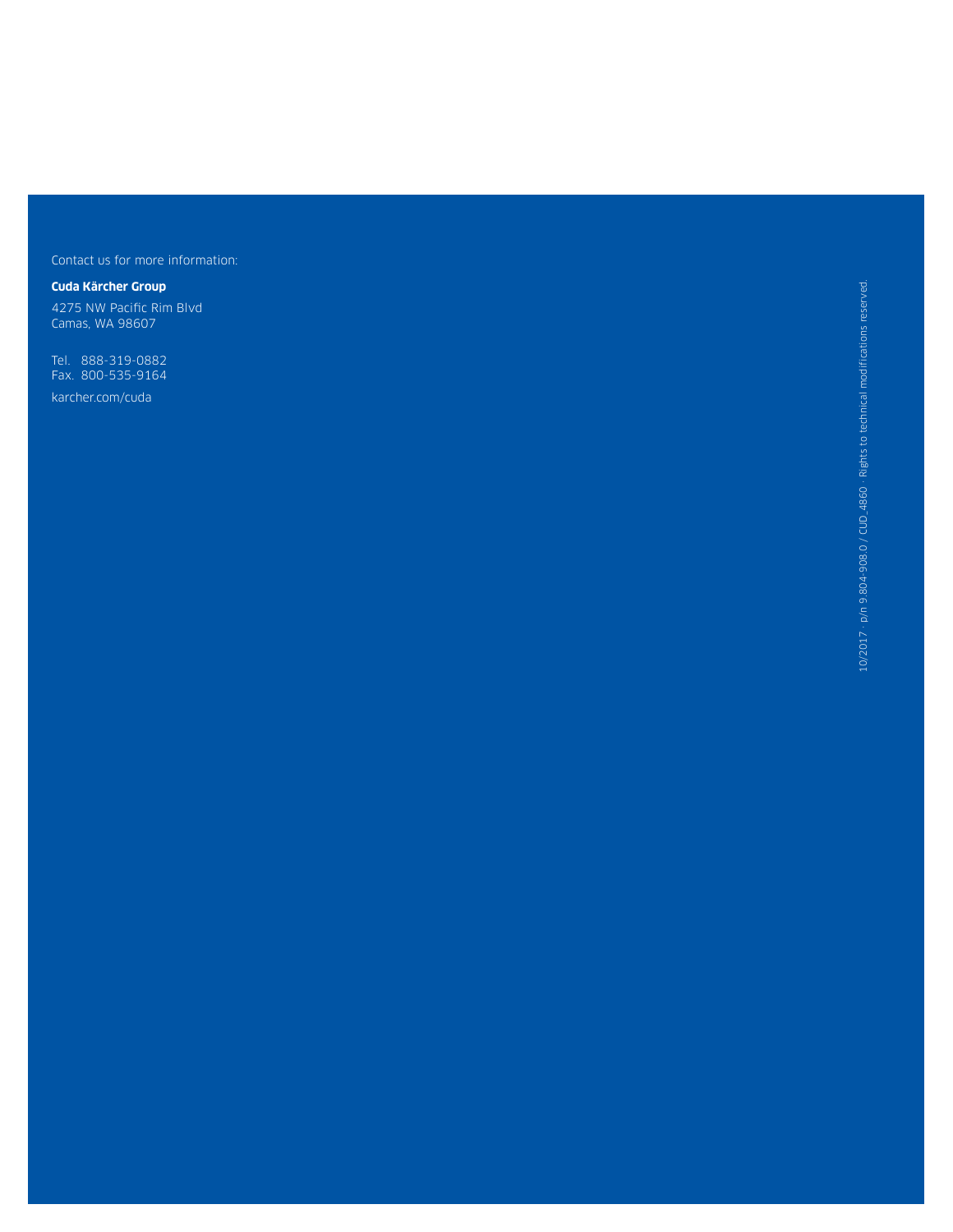Contact us for more information:

**Cuda Kärcher Group**

4275 NW Pacific Rim Blvd
Camas, WA 98607

Tel. 888-319-0882
Fax. 800-535-9164

karcher.com/cuda

10/2017 · p/n 9.804-908.0 / CUD_4860 · Rights to technical modifications reserved.